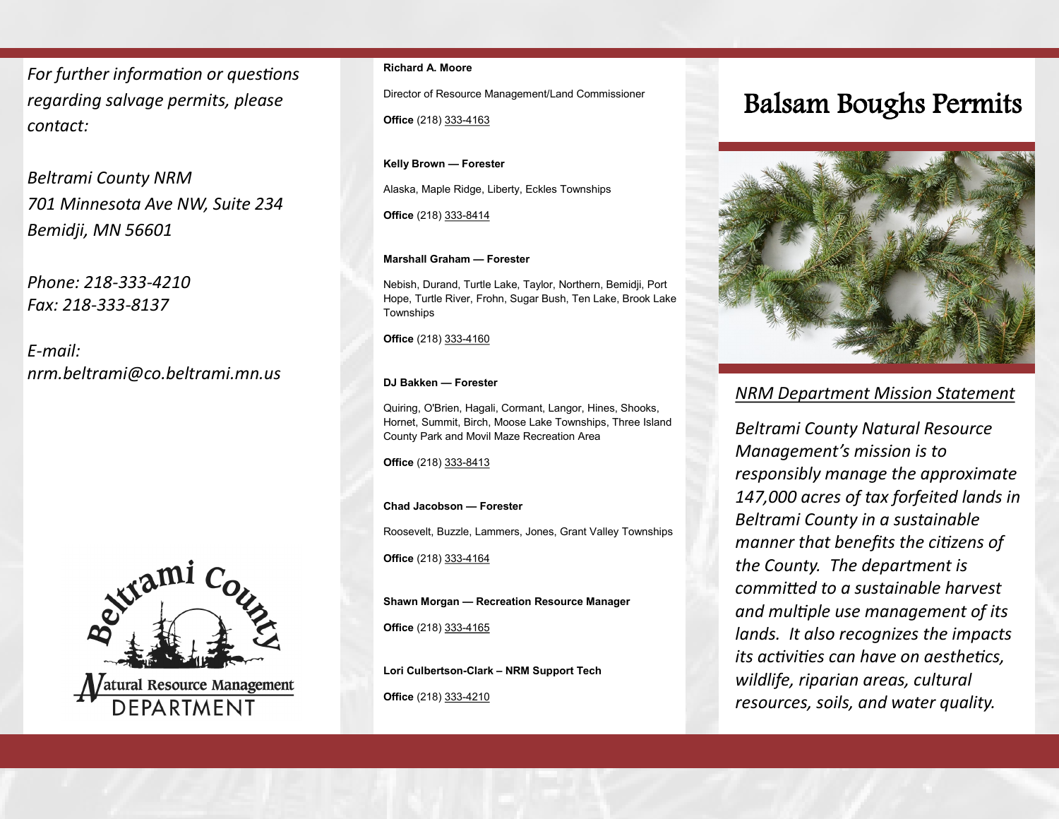*For further information or questions regarding salvage permits, please contact:*

*Beltrami County NRM*
*701 Minnesota Ave NW, Suite 234*
*Bemidji, MN 56601*

*Phone: 218-333-4210*
*Fax: 218-333-8137*

*E-mail:*
*nrm.beltrami@co.beltrami.mn.us*

Beltrami County Natural Resource Management DEPARTMENT

**Richard A. Moore**

Director of Resource Management/Land Commissioner

**Office** (218) 333-4163

**Kelly Brown — Forester**

Alaska, Maple Ridge, Liberty, Eckles Townships

**Office** (218) 333-8414

**Marshall Graham — Forester**

Nebish, Durand, Turtle Lake, Taylor, Northern, Bemidji, Port Hope, Turtle River, Frohn, Sugar Bush, Ten Lake, Brook Lake Townships

**Office** (218) 333-4160

**DJ Bakken — Forester**

Quiring, O'Brien, Hagali, Cormant, Langor, Hines, Shooks, Hornet, Summit, Birch, Moose Lake Townships, Three Island County Park and Movil Maze Recreation Area

**Office** (218) 333-8413

**Chad Jacobson — Forester**

Roosevelt, Buzzle, Lammers, Jones, Grant Valley Townships

**Office** (218) 333-4164

**Shawn Morgan — Recreation Resource Manager**

**Office** (218) 333-4165

**Lori Culbertson-Clark – NRM Support Tech**

**Office** (218) 333-4210

# Balsam Boughs Permits

## NRM Department Mission Statement

*Beltrami County Natural Resource Management's mission is to responsibly manage the approximate 147,000 acres of tax forfeited lands in Beltrami County in a sustainable manner that benefits the citizens of the County. The department is committed to a sustainable harvest and multiple use management of its lands. It also recognizes the impacts its activities can have on aesthetics, wildlife, riparian areas, cultural resources, soils, and water quality.*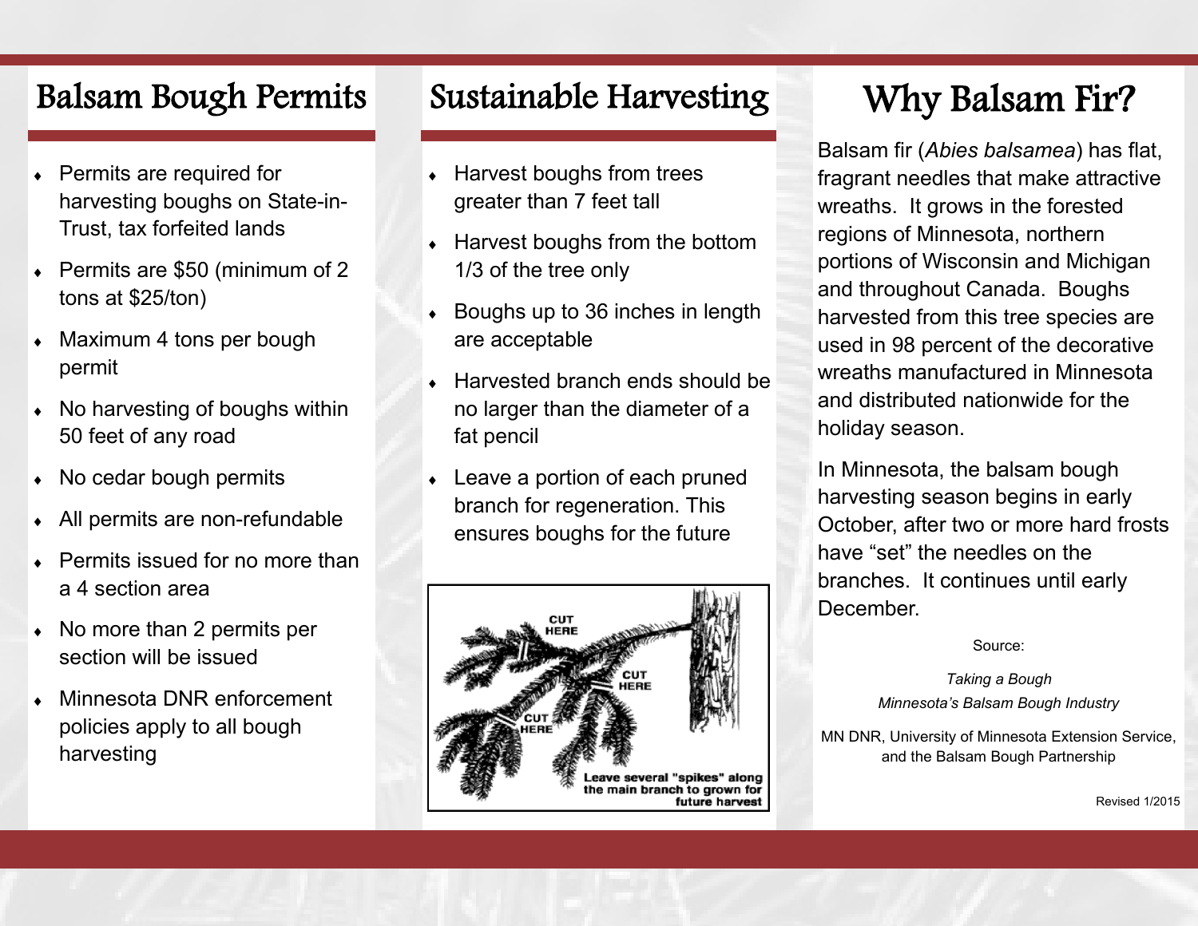## Balsam Bough Permits

- Permits are required for harvesting boughs on State-in-Trust, tax forfeited lands
- Permits are $50 (minimum of 2 tons at $25/ton)
- Maximum 4 tons per bough permit
- No harvesting of boughs within 50 feet of any road
- No cedar bough permits
- All permits are non-refundable
- Permits issued for no more than a 4 section area
- No more than 2 permits per section will be issued
- Minnesota DNR enforcement policies apply to all bough harvesting

## Sustainable Harvesting

- Harvest boughs from trees greater than 7 feet tall
- Harvest boughs from the bottom 1/3 of the tree only
- Boughs up to 36 inches in length are acceptable
- Harvested branch ends should be no larger than the diameter of a fat pencil
- Leave a portion of each pruned branch for regeneration. This ensures boughs for the future

CUT HERE

CUT HERE

CUT HERE

Leave several "spikes" along the main branch to grown for future harvest

## Why Balsam Fir?

Balsam fir (*Abies balsamea*) has flat, fragrant needles that make attractive wreaths. It grows in the forested regions of Minnesota, northern portions of Wisconsin and Michigan and throughout Canada. Boughs harvested from this tree species are used in 98 percent of the decorative wreaths manufactured in Minnesota and distributed nationwide for the holiday season.

In Minnesota, the balsam bough harvesting season begins in early October, after two or more hard frosts have "set" the needles on the branches. It continues until early December.

Source:

*Taking a Bough*

*Minnesota's Balsam Bough Industry*

MN DNR, University of Minnesota Extension Service, and the Balsam Bough Partnership

Revised 1/2015